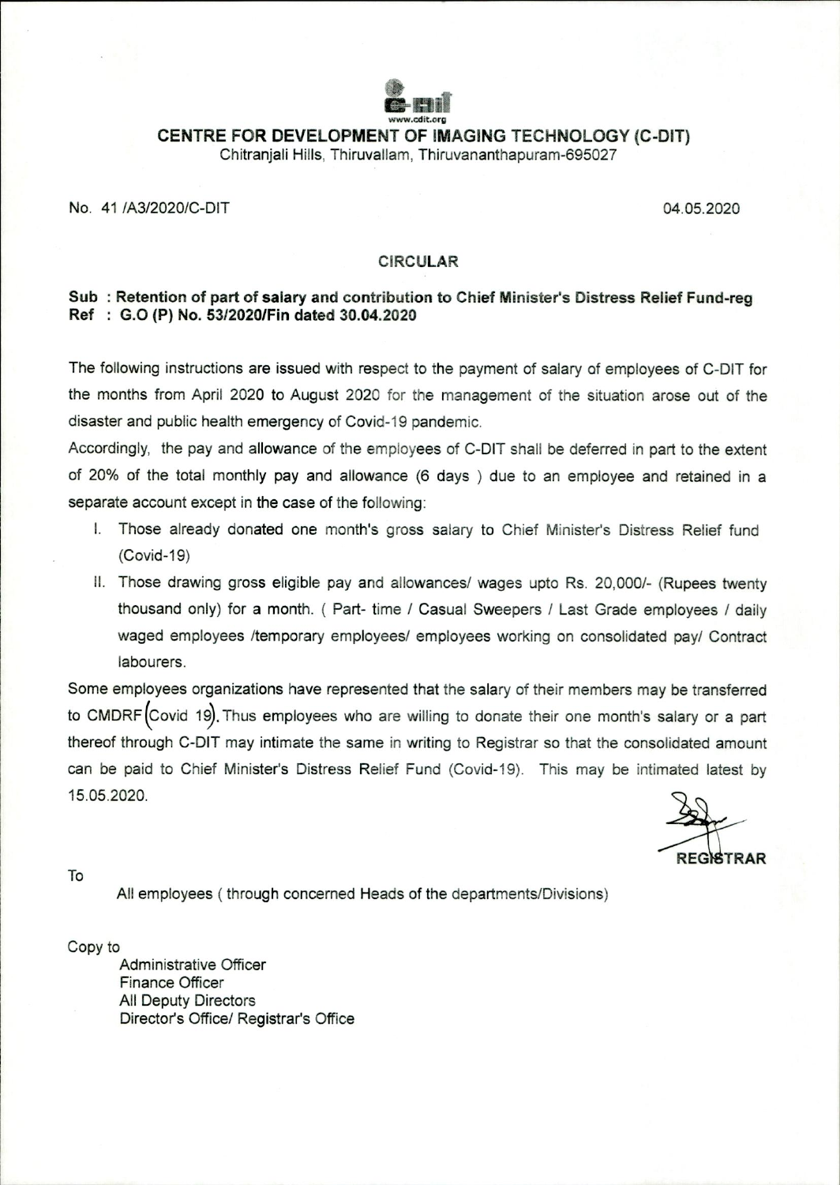www.cdit.org

# CENTRE FOR DEVELOPMENT OF IMAGING TECHNOLOGY (C-DIT)

Chitranjali Hills, Thiruvallam, Thiruvananthapuram-695027

No. 41 /A3/2020/C-DIT 04.05.2020

## CIRCULAR

**Sub : Retention of part of salary and contribution to Chief Minister's Distress Relief Fund-reg**
**Ref : G.O (P) No. 53/2020/Fin dated 30.04.2020**

The following instructions are issued with respect to the payment of salary of employees of C-DIT for the months from April 2020 to August 2020 for the management of the situation arose out of the disaster and public health emergency of Covid-19 pandemic.

Accordingly, the pay and allowance of the employees of C-DIT shall be deferred in part to the extent of 20% of the total monthly pay and allowance (6 days ) due to an employee and retained in a separate account except in the case of the following:

I. Those already donated one month's gross salary to Chief Minister's Distress Relief fund (Covid-19)

II. Those drawing gross eligible pay and allowances/ wages upto Rs. 20,000/- (Rupees twenty thousand only) for a month. ( Part- time / Casual Sweepers / Last Grade employees / daily waged employees /temporary employees/ employees working on consolidated pay/ Contract labourers.

Some employees organizations have represented that the salary of their members may be transferred to CMDRF (Covid 19). Thus employees who are willing to donate their one month's salary or a part thereof through C-DIT may intimate the same in writing to Registrar so that the consolidated amount can be paid to Chief Minister's Distress Relief Fund (Covid-19). This may be intimated latest by 15.05.2020.

REGISTRAR

To

All employees ( through concerned Heads of the departments/Divisions)

Copy to

Administrative Officer
Finance Officer
All Deputy Directors
Director's Office/ Registrar's Office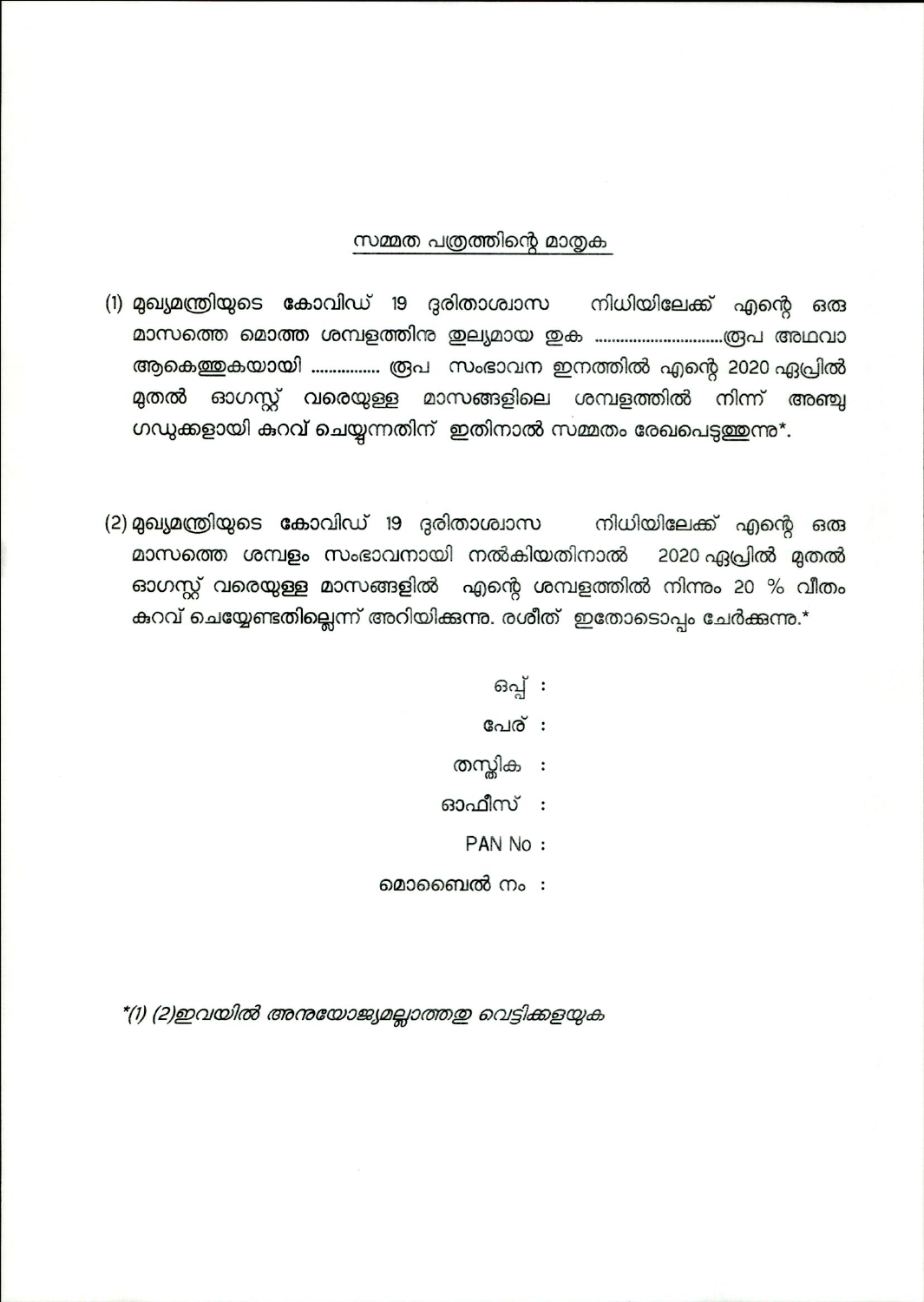## സമ്മത പത്രത്തിന്റെ മാതൃക

(1) മുഖ്യമന്ത്രിയുടെ **കോവിഡ്** 19 ദുരിതാശ്വാസ നിധിയിലേക്ക് എന്റെ ഒരു മാസത്തെ മൊത്ത ശമ്പളത്തിനു തുല്യമായ തുക ..............................രൂപ അഥവാ ആകെത്തുകയായി ............... രൂപ സംഭാവന ഇനത്തിൽ എന്റെ 2020 ഏപ്രിൽ മുതൽ ഓഗസ്റ്റ് വരെയുള്ള മാസങ്ങളിലെ ശമ്പളത്തിൽ നിന്ന് അഞ്ചു ഗഡുക്കളായി കുറവ് ചെയ്യുന്നതിന് ഇതിനാൽ സമ്മതം രേഖപ്പെടുത്തുന്നു*.

(2) മുഖ്യമന്ത്രിയുടെ **കോവിഡ്** 19 ദുരിതാശ്വാസ നിധിയിലേക്ക് എന്റെ ഒരു മാസത്തെ ശമ്പളം സംഭാവനായി നൽകിയതിനാൽ 2020 ഏപ്രിൽ മുതൽ ഓഗസ്റ്റ് വരെയുള്ള മാസങ്ങളിൽ എന്റെ ശമ്പളത്തിൽ നിന്നും 20 % വീതം കുറവ് ചെയ്യേണ്ടതില്ലെന്ന് അറിയിക്കുന്നു. രശീത് ഇതോടൊപ്പം ചേർക്കുന്നു.*

ഒപ്പ് :

പേര് :

തസ്തിക :

ഓഫീസ് :

PAN No :

മൊബൈൽ നം :

*\*(1) (2)ഇവയിൽ അനുയോജ്യമല്ലാത്തതു വെട്ടിക്കളയുക*